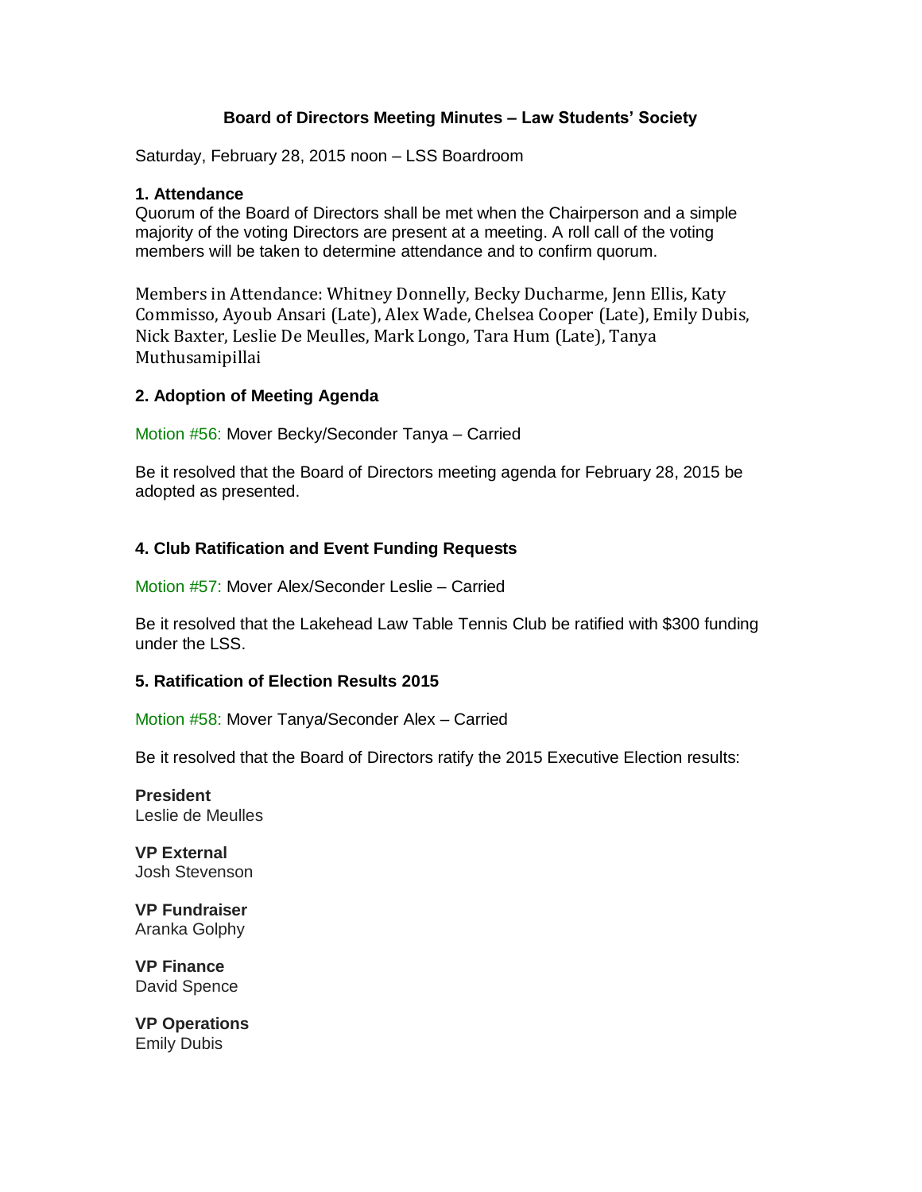# Board of Directors Meeting Minutes – Law Students' Society

Saturday, February 28, 2015 noon – LSS Boardroom

### 1. Attendance

Quorum of the Board of Directors shall be met when the Chairperson and a simple majority of the voting Directors are present at a meeting. A roll call of the voting members will be taken to determine attendance and to confirm quorum.

Members in Attendance: Whitney Donnelly, Becky Ducharme, Jenn Ellis, Katy Commisso, Ayoub Ansari (Late), Alex Wade, Chelsea Cooper (Late), Emily Dubis, Nick Baxter, Leslie De Meulles, Mark Longo, Tara Hum (Late), Tanya Muthusamipillai

### 2. Adoption of Meeting Agenda

Motion #56: Mover Becky/Seconder Tanya – Carried

Be it resolved that the Board of Directors meeting agenda for February 28, 2015 be adopted as presented.

### 4. Club Ratification and Event Funding Requests

Motion #57: Mover Alex/Seconder Leslie – Carried

Be it resolved that the Lakehead Law Table Tennis Club be ratified with $300 funding under the LSS.

### 5. Ratification of Election Results 2015

Motion #58: Mover Tanya/Seconder Alex – Carried

Be it resolved that the Board of Directors ratify the 2015 Executive Election results:

**President**
Leslie de Meulles

**VP External**
Josh Stevenson

**VP Fundraiser**
Aranka Golphy

**VP Finance**
David Spence

**VP Operations**
Emily Dubis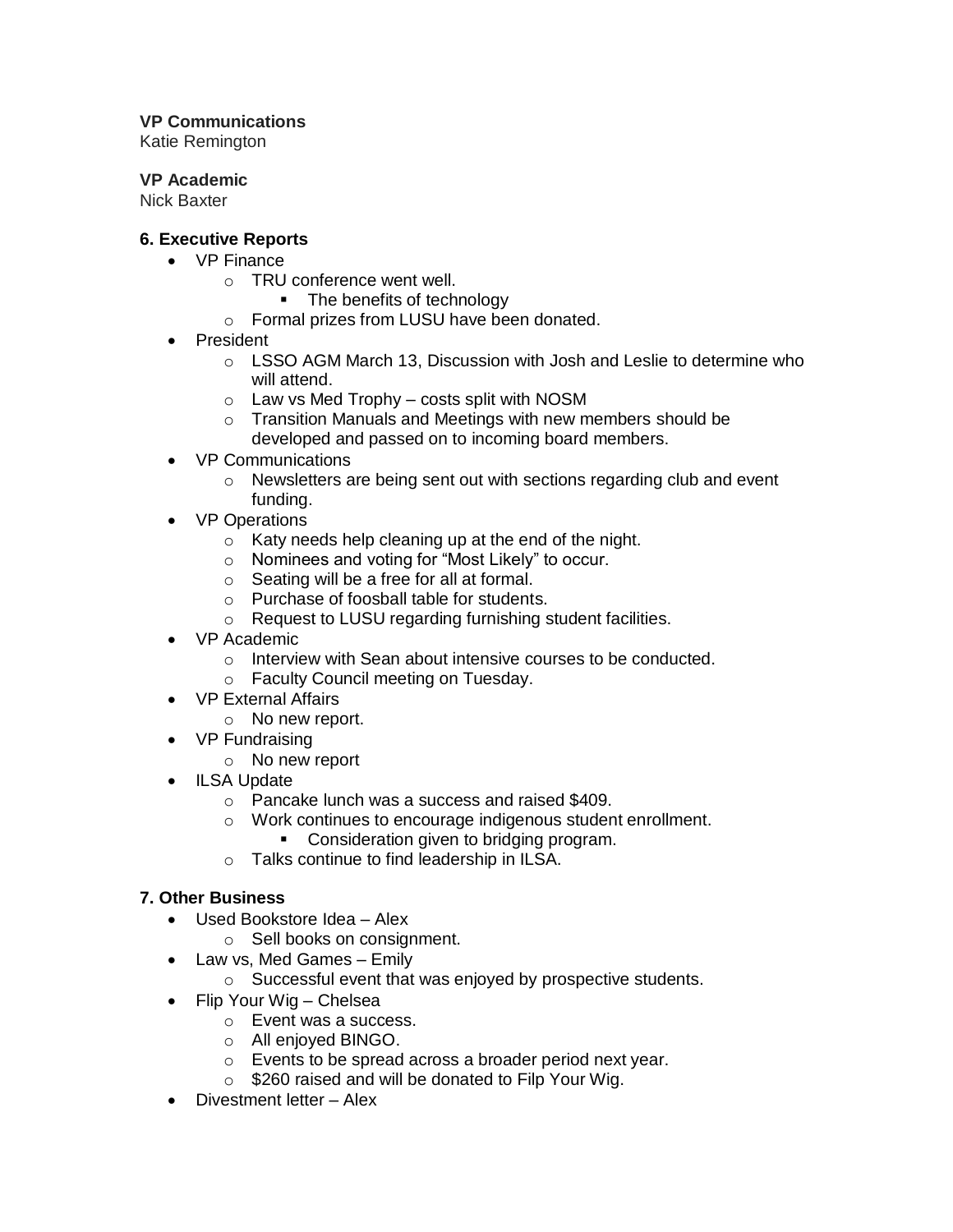**VP Communications**
Katie Remington

**VP Academic**
Nick Baxter

### 6. Executive Reports

- VP Finance
  - TRU conference went well.
    - The benefits of technology
  - Formal prizes from LUSU have been donated.
- President
  - LSSO AGM March 13, Discussion with Josh and Leslie to determine who will attend.
  - Law vs Med Trophy – costs split with NOSM
  - Transition Manuals and Meetings with new members should be developed and passed on to incoming board members.
- VP Communications
  - Newsletters are being sent out with sections regarding club and event funding.
- VP Operations
  - Katy needs help cleaning up at the end of the night.
  - Nominees and voting for "Most Likely" to occur.
  - Seating will be a free for all at formal.
  - Purchase of foosball table for students.
  - Request to LUSU regarding furnishing student facilities.
- VP Academic
  - Interview with Sean about intensive courses to be conducted.
  - Faculty Council meeting on Tuesday.
- VP External Affairs
  - No new report.
- VP Fundraising
  - No new report
- ILSA Update
  - Pancake lunch was a success and raised $409.
  - Work continues to encourage indigenous student enrollment.
    - Consideration given to bridging program.
  - Talks continue to find leadership in ILSA.

### 7. Other Business

- Used Bookstore Idea – Alex
  - Sell books on consignment.
- Law vs, Med Games – Emily
  - Successful event that was enjoyed by prospective students.
- Flip Your Wig – Chelsea
  - Event was a success.
  - All enjoyed BINGO.
  - Events to be spread across a broader period next year.
  - $260 raised and will be donated to Filp Your Wig.
- Divestment letter – Alex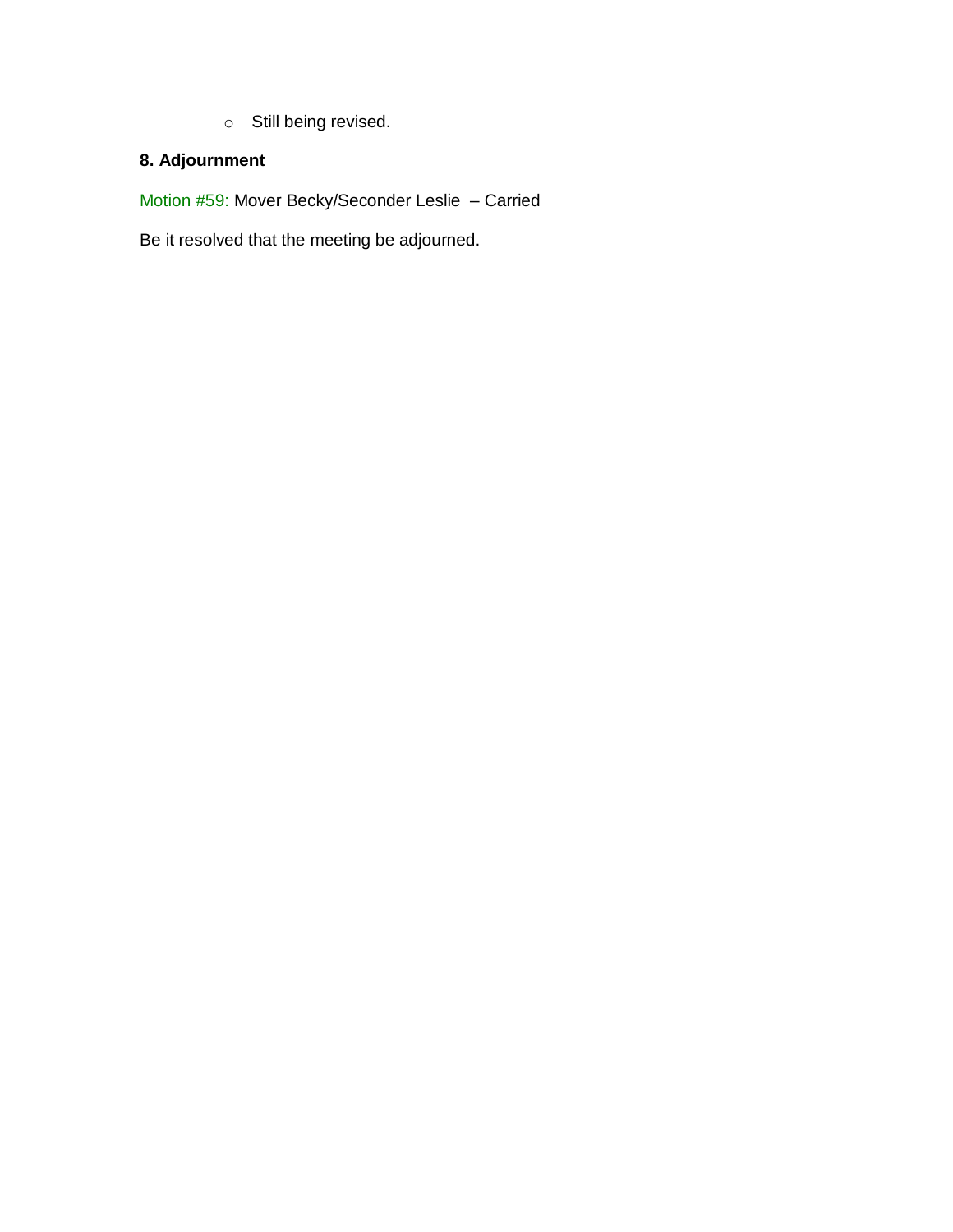- Still being revised.

**8. Adjournment**

Motion #59: Mover Becky/Seconder Leslie – Carried

Be it resolved that the meeting be adjourned.